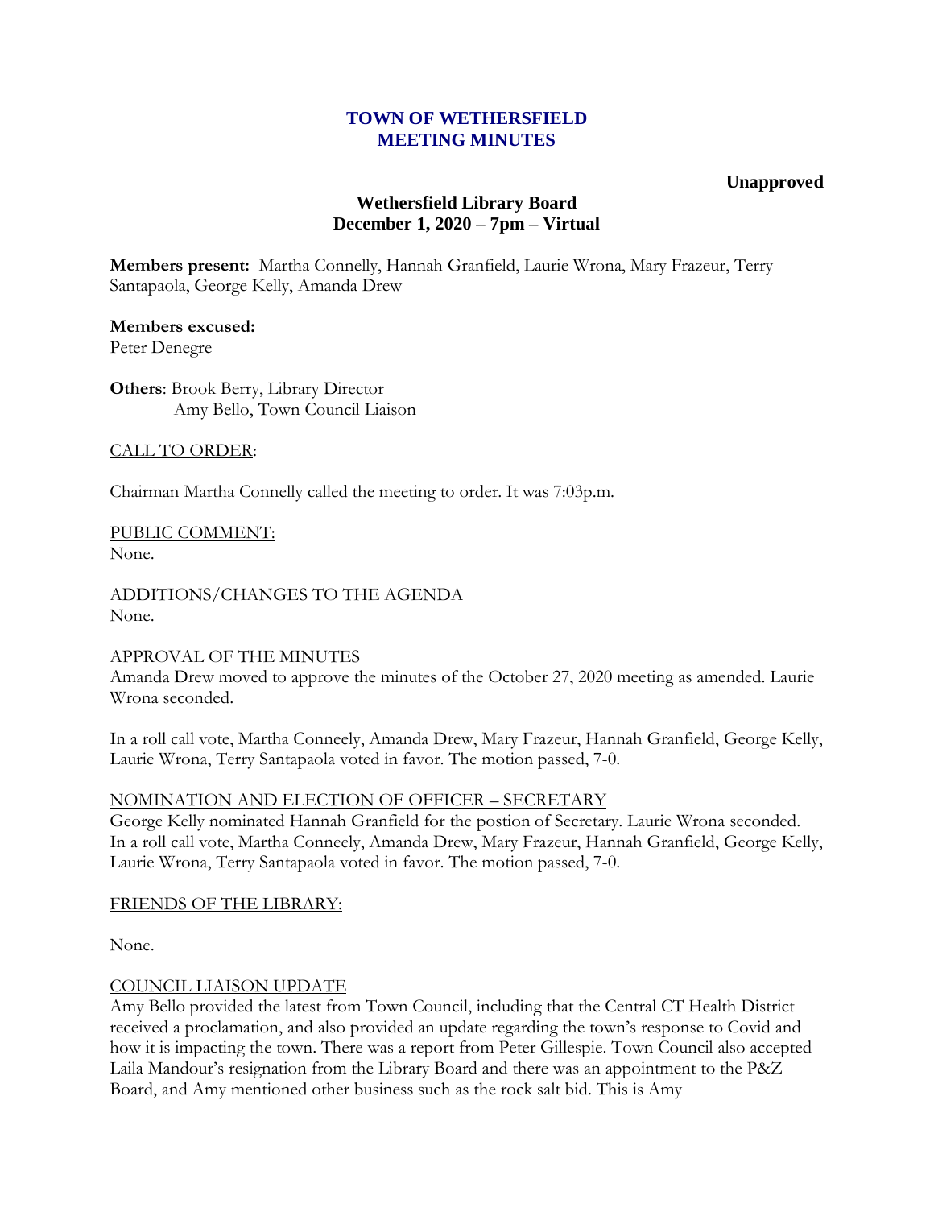# TOWN OF WETHERSFIELD
# MEETING MINUTES

**Unapproved**

## Wethersfield Library Board
## December 1, 2020 – 7pm – Virtual

**Members present:** Martha Connelly, Hannah Granfield, Laurie Wrona, Mary Frazeur, Terry Santapaola, George Kelly, Amanda Drew

**Members excused:**
Peter Denegre

**Others**: Brook Berry, Library Director
Amy Bello, Town Council Liaison

CALL TO ORDER:

Chairman Martha Connelly called the meeting to order. It was 7:03p.m.

PUBLIC COMMENT:
None.

ADDITIONS/CHANGES TO THE AGENDA
None.

APPROVAL OF THE MINUTES
Amanda Drew moved to approve the minutes of the October 27, 2020 meeting as amended. Laurie Wrona seconded.

In a roll call vote, Martha Conneely, Amanda Drew, Mary Frazeur, Hannah Granfield, George Kelly, Laurie Wrona, Terry Santapaola voted in favor. The motion passed, 7-0.

NOMINATION AND ELECTION OF OFFICER – SECRETARY
George Kelly nominated Hannah Granfield for the postion of Secretary. Laurie Wrona seconded. In a roll call vote, Martha Conneely, Amanda Drew, Mary Frazeur, Hannah Granfield, George Kelly, Laurie Wrona, Terry Santapaola voted in favor. The motion passed, 7-0.

FRIENDS OF THE LIBRARY:

None.

COUNCIL LIAISON UPDATE
Amy Bello provided the latest from Town Council, including that the Central CT Health District received a proclamation, and also provided an update regarding the town's response to Covid and how it is impacting the town. There was a report from Peter Gillespie. Town Council also accepted Laila Mandour's resignation from the Library Board and there was an appointment to the P&Z Board, and Amy mentioned other business such as the rock salt bid. This is Amy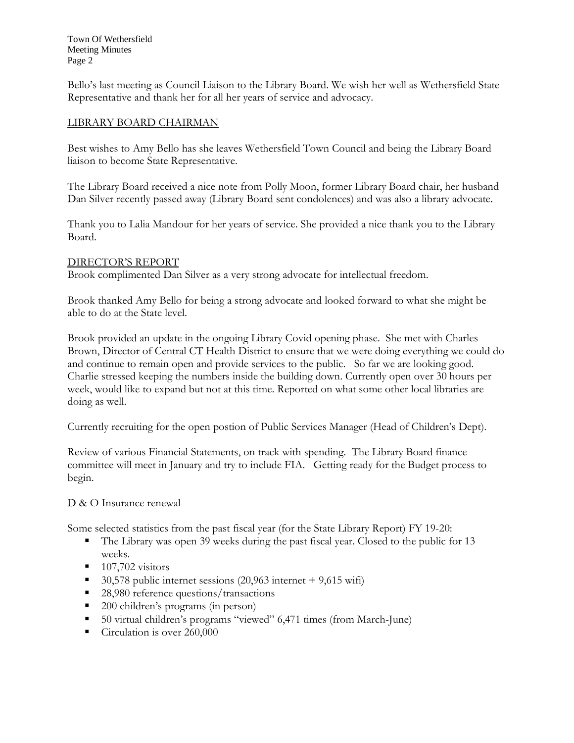Bello's last meeting as Council Liaison to the Library Board. We wish her well as Wethersfield State Representative and thank her for all her years of service and advocacy.

## LIBRARY BOARD CHAIRMAN

Best wishes to Amy Bello has she leaves Wethersfield Town Council and being the Library Board liaison to become State Representative.

The Library Board received a nice note from Polly Moon, former Library Board chair, her husband Dan Silver recently passed away (Library Board sent condolences) and was also a library advocate.

Thank you to Lalia Mandour for her years of service. She provided a nice thank you to the Library Board.

## DIRECTOR'S REPORT

Brook complimented Dan Silver as a very strong advocate for intellectual freedom.

Brook thanked Amy Bello for being a strong advocate and looked forward to what she might be able to do at the State level.

Brook provided an update in the ongoing Library Covid opening phase. She met with Charles Brown, Director of Central CT Health District to ensure that we were doing everything we could do and continue to remain open and provide services to the public. So far we are looking good. Charlie stressed keeping the numbers inside the building down. Currently open over 30 hours per week, would like to expand but not at this time. Reported on what some other local libraries are doing as well.

Currently recruiting for the open postion of Public Services Manager (Head of Children's Dept).

Review of various Financial Statements, on track with spending. The Library Board finance committee will meet in January and try to include FIA. Getting ready for the Budget process to begin.

D & O Insurance renewal

Some selected statistics from the past fiscal year (for the State Library Report) FY 19-20:

- The Library was open 39 weeks during the past fiscal year. Closed to the public for 13 weeks.
- 107,702 visitors
- 30,578 public internet sessions (20,963 internet + 9,615 wifi)
- 28,980 reference questions/transactions
- 200 children's programs (in person)
- 50 virtual children's programs "viewed" 6,471 times (from March-June)
- Circulation is over 260,000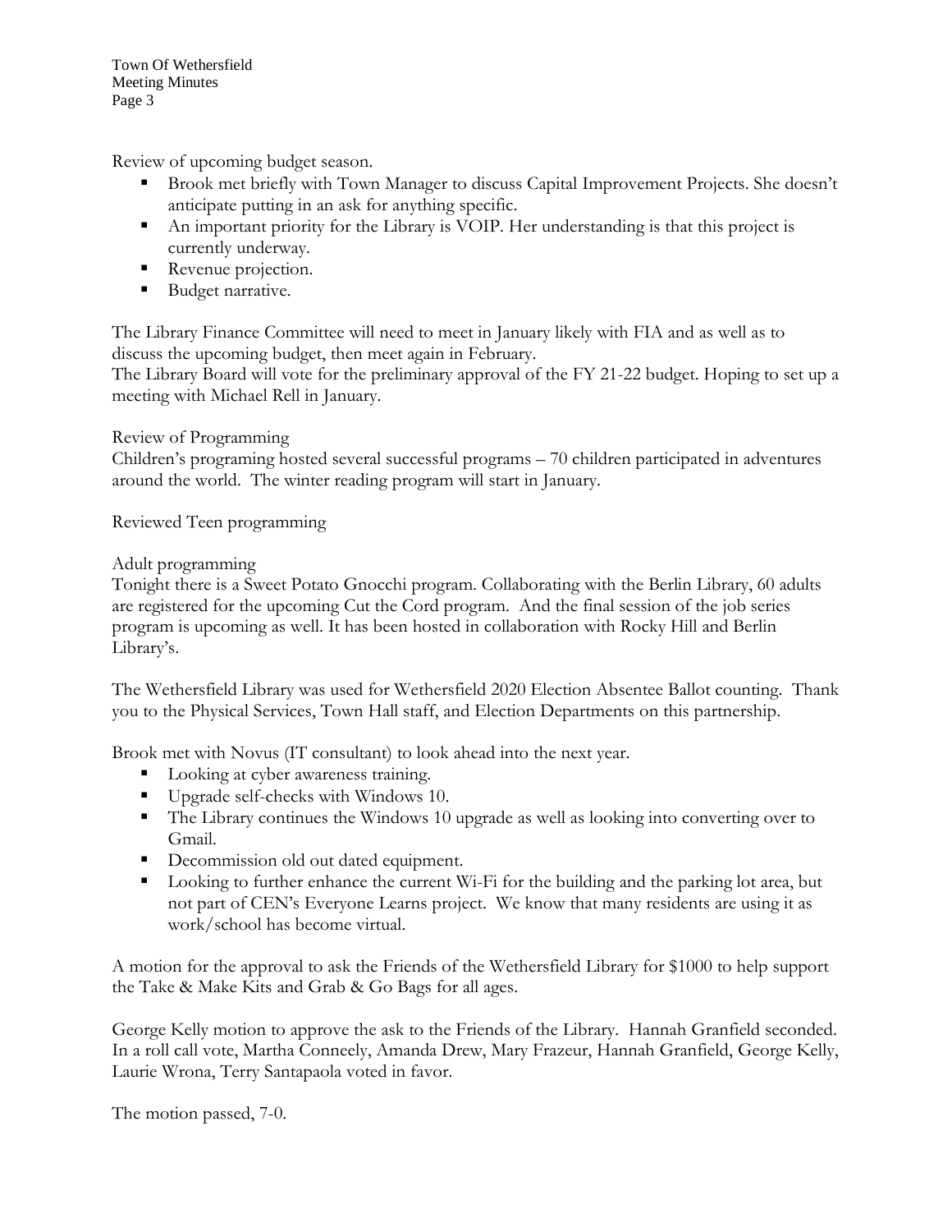Review of upcoming budget season.

- Brook met briefly with Town Manager to discuss Capital Improvement Projects. She doesn't anticipate putting in an ask for anything specific.
- An important priority for the Library is VOIP. Her understanding is that this project is currently underway.
- Revenue projection.
- Budget narrative.

The Library Finance Committee will need to meet in January likely with FIA and as well as to discuss the upcoming budget, then meet again in February.
The Library Board will vote for the preliminary approval of the FY 21-22 budget. Hoping to set up a meeting with Michael Rell in January.

Review of Programming
Children's programing hosted several successful programs – 70 children participated in adventures around the world. The winter reading program will start in January.

Reviewed Teen programming

Adult programming
Tonight there is a Sweet Potato Gnocchi program. Collaborating with the Berlin Library, 60 adults are registered for the upcoming Cut the Cord program. And the final session of the job series program is upcoming as well. It has been hosted in collaboration with Rocky Hill and Berlin Library's.

The Wethersfield Library was used for Wethersfield 2020 Election Absentee Ballot counting. Thank you to the Physical Services, Town Hall staff, and Election Departments on this partnership.

Brook met with Novus (IT consultant) to look ahead into the next year.

- Looking at cyber awareness training.
- Upgrade self-checks with Windows 10.
- The Library continues the Windows 10 upgrade as well as looking into converting over to Gmail.
- Decommission old out dated equipment.
- Looking to further enhance the current Wi-Fi for the building and the parking lot area, but not part of CEN's Everyone Learns project. We know that many residents are using it as work/school has become virtual.

A motion for the approval to ask the Friends of the Wethersfield Library for $1000 to help support the Take & Make Kits and Grab & Go Bags for all ages.

George Kelly motion to approve the ask to the Friends of the Library. Hannah Granfield seconded. In a roll call vote, Martha Conneely, Amanda Drew, Mary Frazeur, Hannah Granfield, George Kelly, Laurie Wrona, Terry Santapaola voted in favor.

The motion passed, 7-0.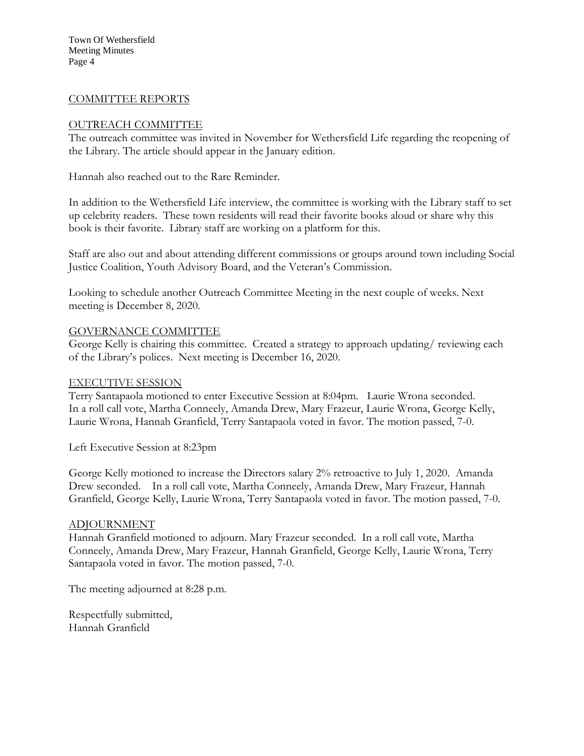## COMMITTEE REPORTS

### OUTREACH COMMITTEE

The outreach committee was invited in November for Wethersfield Life regarding the reopening of the Library. The article should appear in the January edition.

Hannah also reached out to the Rare Reminder.

In addition to the Wethersfield Life interview, the committee is working with the Library staff to set up celebrity readers. These town residents will read their favorite books aloud or share why this book is their favorite. Library staff are working on a platform for this.

Staff are also out and about attending different commissions or groups around town including Social Justice Coalition, Youth Advisory Board, and the Veteran's Commission.

Looking to schedule another Outreach Committee Meeting in the next couple of weeks. Next meeting is December 8, 2020.

### GOVERNANCE COMMITTEE

George Kelly is chairing this committee. Created a strategy to approach updating/ reviewing each of the Library's polices. Next meeting is December 16, 2020.

### EXECUTIVE SESSION

Terry Santapaola motioned to enter Executive Session at 8:04pm. Laurie Wrona seconded. In a roll call vote, Martha Conneely, Amanda Drew, Mary Frazeur, Laurie Wrona, George Kelly, Laurie Wrona, Hannah Granfield, Terry Santapaola voted in favor. The motion passed, 7-0.

Left Executive Session at 8:23pm

George Kelly motioned to increase the Directors salary 2% retroactive to July 1, 2020. Amanda Drew seconded. In a roll call vote, Martha Conneely, Amanda Drew, Mary Frazeur, Hannah Granfield, George Kelly, Laurie Wrona, Terry Santapaola voted in favor. The motion passed, 7-0.

### ADJOURNMENT

Hannah Granfield motioned to adjourn. Mary Frazeur seconded. In a roll call vote, Martha Conneely, Amanda Drew, Mary Frazeur, Hannah Granfield, George Kelly, Laurie Wrona, Terry Santapaola voted in favor. The motion passed, 7-0.

The meeting adjourned at 8:28 p.m.

Respectfully submitted,
Hannah Granfield